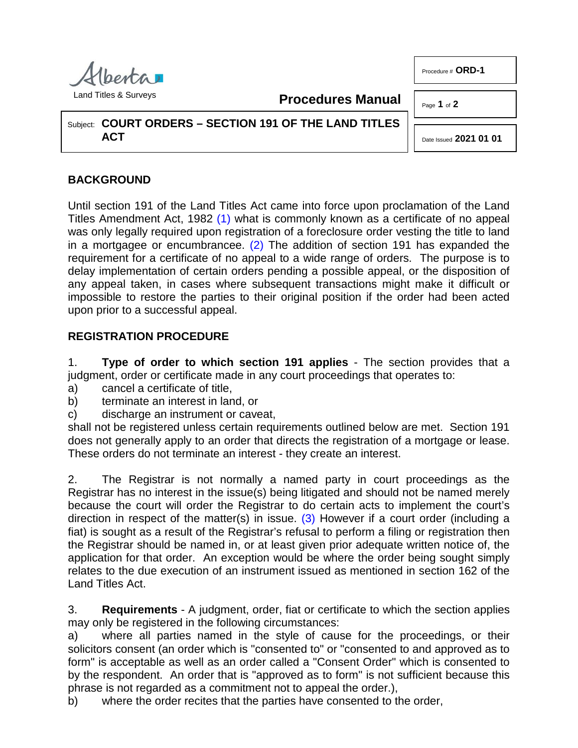Alberta

Land Titles & Surveys

**Procedures Manual**

Procedure # **ORD-1**

Date Issued **2021 01 01**

Subject: **COURT ORDERS – SECTION 191 OF THE LAND TITLES ACT**

## BACKGROUND

Until section 191 of the Land Titles Act came into force upon proclamation of the Land Titles Amendment Act, 1982 (1) what is commonly known as a certificate of no appeal was only legally required upon registration of a foreclosure order vesting the title to land in a mortgagee or encumbrancee. (2) The addition of section 191 has expanded the requirement for a certificate of no appeal to a wide range of orders. The purpose is to delay implementation of certain orders pending a possible appeal, or the disposition of any appeal taken, in cases where subsequent transactions might make it difficult or impossible to restore the parties to their original position if the order had been acted upon prior to a successful appeal.

## REGISTRATION PROCEDURE

1. **Type of order to which section 191 applies** - The section provides that a judgment, order or certificate made in any court proceedings that operates to:

a) cancel a certificate of title,
b) terminate an interest in land, or
c) discharge an instrument or caveat,

shall not be registered unless certain requirements outlined below are met. Section 191 does not generally apply to an order that directs the registration of a mortgage or lease. These orders do not terminate an interest - they create an interest.

2. The Registrar is not normally a named party in court proceedings as the Registrar has no interest in the issue(s) being litigated and should not be named merely because the court will order the Registrar to do certain acts to implement the court's direction in respect of the matter(s) in issue. (3) However if a court order (including a fiat) is sought as a result of the Registrar's refusal to perform a filing or registration then the Registrar should be named in, or at least given prior adequate written notice of, the application for that order. An exception would be where the order being sought simply relates to the due execution of an instrument issued as mentioned in section 162 of the Land Titles Act.

3. **Requirements** - A judgment, order, fiat or certificate to which the section applies may only be registered in the following circumstances:

a) where all parties named in the style of cause for the proceedings, or their solicitors consent (an order which is "consented to" or "consented to and approved as to form" is acceptable as well as an order called a "Consent Order" which is consented to by the respondent. An order that is "approved as to form" is not sufficient because this phrase is not regarded as a commitment not to appeal the order.),
b) where the order recites that the parties have consented to the order,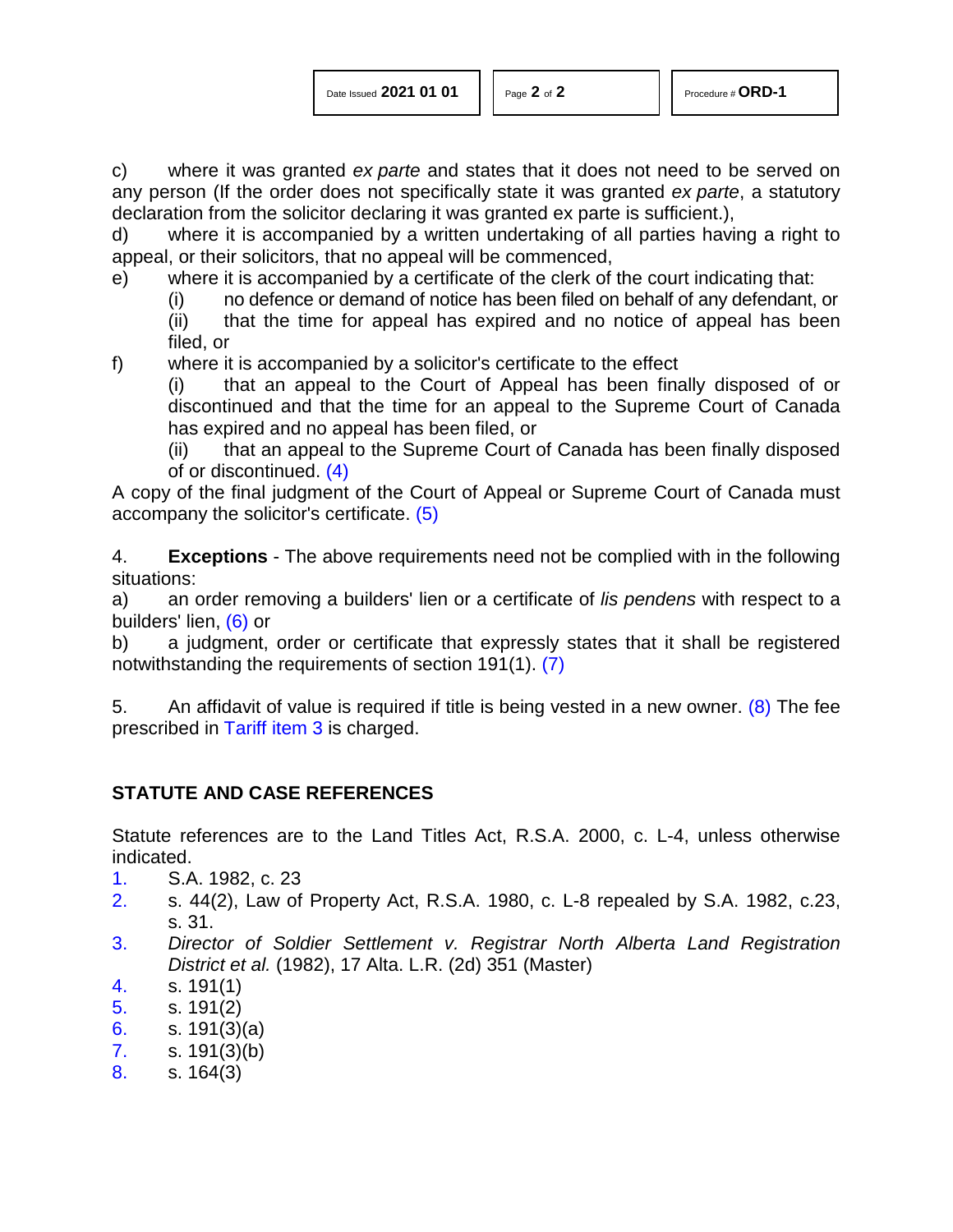c) where it was granted *ex parte* and states that it does not need to be served on any person (If the order does not specifically state it was granted *ex parte*, a statutory declaration from the solicitor declaring it was granted ex parte is sufficient.),

d) where it is accompanied by a written undertaking of all parties having a right to appeal, or their solicitors, that no appeal will be commenced,

e) where it is accompanied by a certificate of the clerk of the court indicating that:

(i) no defence or demand of notice has been filed on behalf of any defendant, or

(ii) that the time for appeal has expired and no notice of appeal has been filed, or

f) where it is accompanied by a solicitor's certificate to the effect

(i) that an appeal to the Court of Appeal has been finally disposed of or discontinued and that the time for an appeal to the Supreme Court of Canada has expired and no appeal has been filed, or

(ii) that an appeal to the Supreme Court of Canada has been finally disposed of or discontinued. (4)

A copy of the final judgment of the Court of Appeal or Supreme Court of Canada must accompany the solicitor's certificate. (5)

4. **Exceptions** - The above requirements need not be complied with in the following situations:

a) an order removing a builders' lien or a certificate of *lis pendens* with respect to a builders' lien, (6) or

b) a judgment, order or certificate that expressly states that it shall be registered notwithstanding the requirements of section 191(1). (7)

5. An affidavit of value is required if title is being vested in a new owner. (8) The fee prescribed in Tariff item 3 is charged.

## STATUTE AND CASE REFERENCES

Statute references are to the Land Titles Act, R.S.A. 2000, c. L-4, unless otherwise indicated.

1. S.A. 1982, c. 23
2. s. 44(2), Law of Property Act, R.S.A. 1980, c. L-8 repealed by S.A. 1982, c.23, s. 31.
3. *Director of Soldier Settlement v. Registrar North Alberta Land Registration District et al.* (1982), 17 Alta. L.R. (2d) 351 (Master)
4. s. 191(1)
5. s. 191(2)
6. s. 191(3)(a)
7. s. 191(3)(b)
8. s. 164(3)